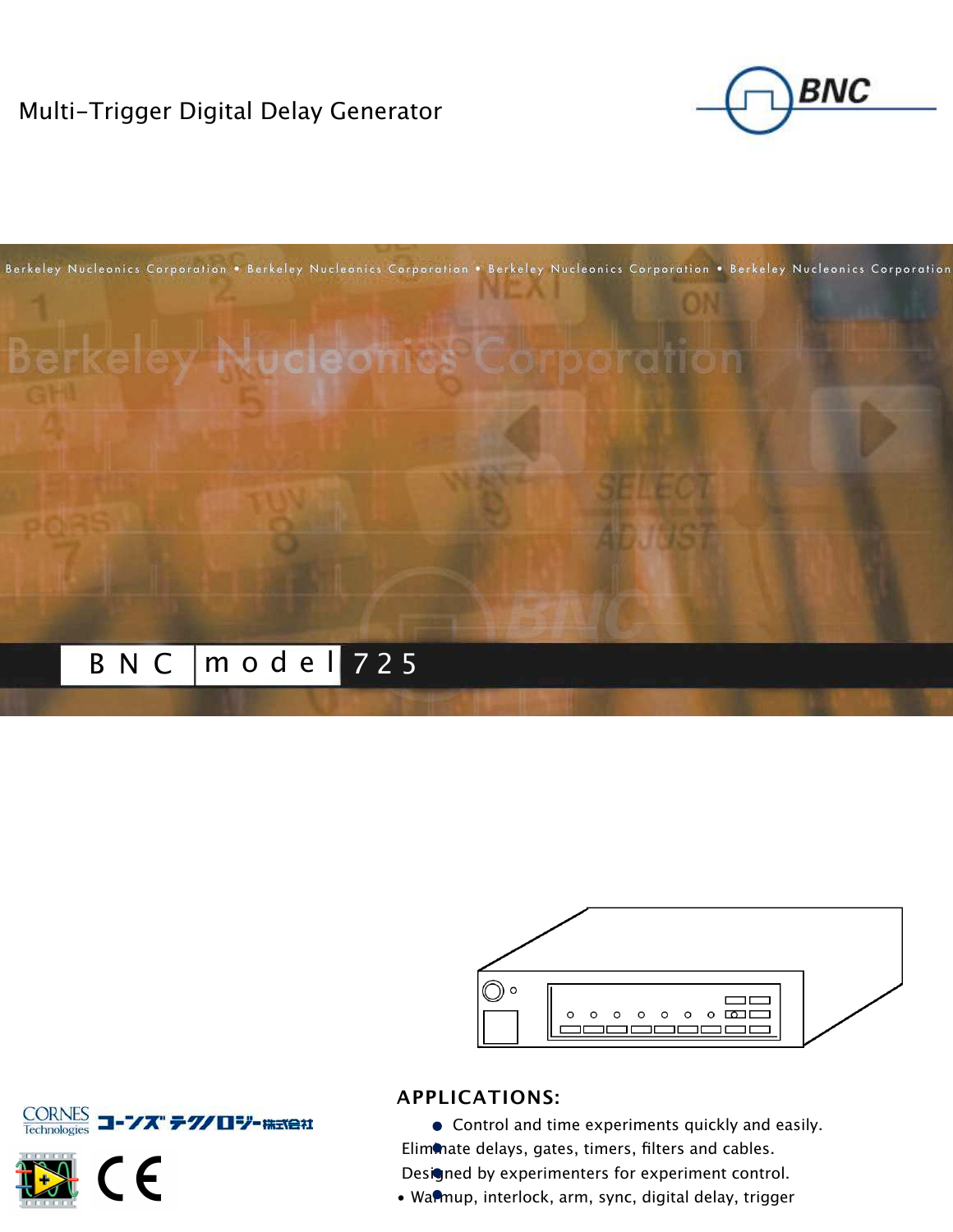# Multi-Trigger Digital Delay Generator

BNC

Berkeley Nucleonics Corporation • Berkeley Nucleonics Corporation • Berkeley Nucleonics Corporation • Berkeley Nucleonics Corporation

Berkeley Nucleonics Corporation

## BNC model 725

CORNES Technologies コーンズ テクノロジー株式会社

CE

## APPLICATIONS:

- Control and time experiments quickly and easily.
- Eliminate delays, gates, timers, filters and cables.
- Designed by experimenters for experiment control.
- Warmup, interlock, arm, sync, digital delay, trigger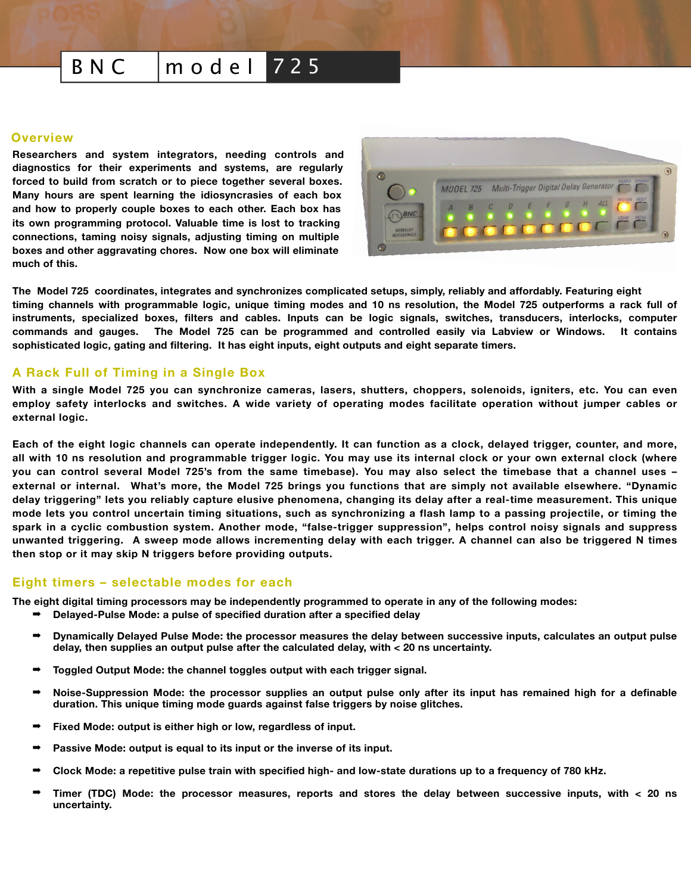# BNC model 725

## Overview

Researchers and system integrators, needing controls and diagnostics for their experiments and systems, are regularly forced to build from scratch or to piece together several boxes. Many hours are spent learning the idiosyncrasies of each box and how to properly couple boxes to each other. Each box has its own programming protocol. Valuable time is lost to tracking connections, taming noisy signals, adjusting timing on multiple boxes and other aggravating chores. Now one box will eliminate much of this.

The Model 725 coordinates, integrates and synchronizes complicated setups, simply, reliably and affordably. Featuring eight timing channels with programmable logic, unique timing modes and 10 ns resolution, the Model 725 outperforms a rack full of instruments, specialized boxes, filters and cables. Inputs can be logic signals, switches, transducers, interlocks, computer commands and gauges. The Model 725 can be programmed and controlled easily via Labview or Windows. It contains sophisticated logic, gating and filtering. It has eight inputs, eight outputs and eight separate timers.

## A Rack Full of Timing in a Single Box

With a single Model 725 you can synchronize cameras, lasers, shutters, choppers, solenoids, igniters, etc. You can even employ safety interlocks and switches. A wide variety of operating modes facilitate operation without jumper cables or external logic.

Each of the eight logic channels can operate independently. It can function as a clock, delayed trigger, counter, and more, all with 10 ns resolution and programmable trigger logic. You may use its internal clock or your own external clock (where you can control several Model 725's from the same timebase). You may also select the timebase that a channel uses – external or internal. What's more, the Model 725 brings you functions that are simply not available elsewhere. "Dynamic delay triggering" lets you reliably capture elusive phenomena, changing its delay after a real-time measurement. This unique mode lets you control uncertain timing situations, such as synchronizing a flash lamp to a passing projectile, or timing the spark in a cyclic combustion system. Another mode, "false-trigger suppression", helps control noisy signals and suppress unwanted triggering. A sweep mode allows incrementing delay with each trigger. A channel can also be triggered N times then stop or it may skip N triggers before providing outputs.

## Eight timers – selectable modes for each

The eight digital timing processors may be independently programmed to operate in any of the following modes:

- Delayed-Pulse Mode: a pulse of specified duration after a specified delay
- Dynamically Delayed Pulse Mode: the processor measures the delay between successive inputs, calculates an output pulse delay, then supplies an output pulse after the calculated delay, with < 20 ns uncertainty.
- Toggled Output Mode: the channel toggles output with each trigger signal.
- Noise-Suppression Mode: the processor supplies an output pulse only after its input has remained high for a definable duration. This unique timing mode guards against false triggers by noise glitches.
- Fixed Mode: output is either high or low, regardless of input.
- Passive Mode: output is equal to its input or the inverse of its input.
- Clock Mode: a repetitive pulse train with specified high- and low-state durations up to a frequency of 780 kHz.
- Timer (TDC) Mode: the processor measures, reports and stores the delay between successive inputs, with < 20 ns uncertainty.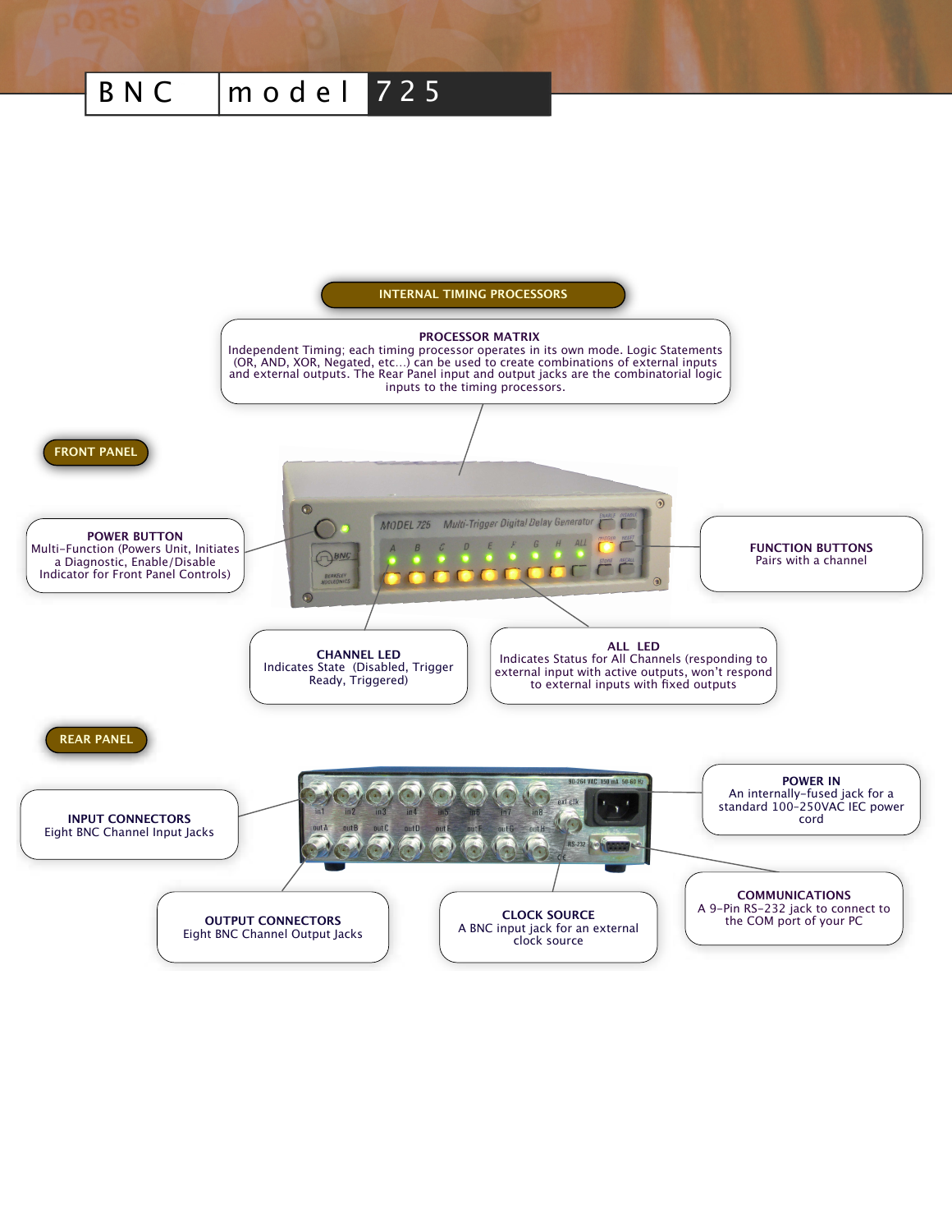# BNC model 725

## INTERNAL TIMING PROCESSORS

**PROCESSOR MATRIX**
Independent Timing; each timing processor operates in its own mode. Logic Statements (OR, AND, XOR, Negated, etc...) can be used to create combinations of external inputs and external outputs. The Rear Panel input and output jacks are the combinatorial logic inputs to the timing processors.

## FRONT PANEL

**POWER BUTTON**
Multi-Function (Powers Unit, Initiates a Diagnostic, Enable/Disable Indicator for Front Panel Controls)

**FUNCTION BUTTONS**
Pairs with a channel

**CHANNEL LED**
Indicates State (Disabled, Trigger Ready, Triggered)

**ALL LED**
Indicates Status for All Channels (responding to external input with active outputs, won't respond to external inputs with fixed outputs

## REAR PANEL

**INPUT CONNECTORS**
Eight BNC Channel Input Jacks

**POWER IN**
An internally-fused jack for a standard 100-250VAC IEC power cord

**OUTPUT CONNECTORS**
Eight BNC Channel Output Jacks

**CLOCK SOURCE**
A BNC input jack for an external clock source

**COMMUNICATIONS**
A 9-Pin RS-232 jack to connect to the COM port of your PC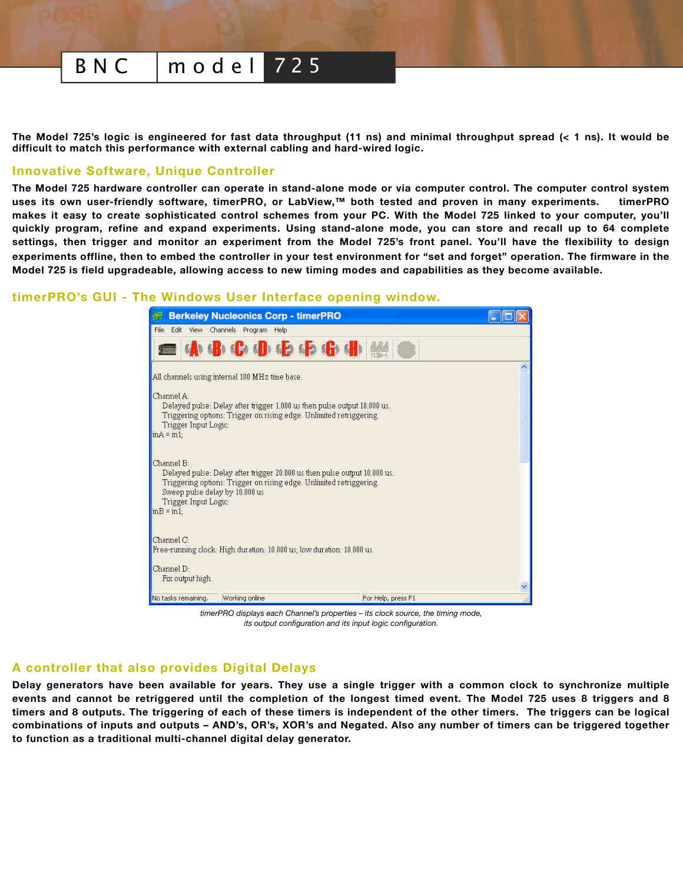The Model 725's logic is engineered for fast data throughput (11 ns) and minimal throughput spread (< 1 ns). It would be difficult to match this performance with external cabling and hard-wired logic.

## Innovative Software, Unique Controller

The Model 725 hardware controller can operate in stand-alone mode or via computer control. The computer control system uses its own user-friendly software, timerPRO, or LabView,™ both tested and proven in many experiments. timerPRO makes it easy to create sophisticated control schemes from your PC. With the Model 725 linked to your computer, you'll quickly program, refine and expand experiments. Using stand-alone mode, you can store and recall up to 64 complete settings, then trigger and monitor an experiment from the Model 725's front panel. You'll have the flexibility to design experiments offline, then to embed the controller in your test environment for "set and forget" operation. The firmware in the Model 725 is field upgradeable, allowing access to new timing modes and capabilities as they become available.

## timerPRO's GUI - The Windows User Interface opening window.

*timerPRO displays each Channel's properties – its clock source, the timing mode, its output configuration and its input logic configuration.*

## A controller that also provides Digital Delays

Delay generators have been available for years. They use a single trigger with a common clock to synchronize multiple events and cannot be retriggered until the completion of the longest timed event. The Model 725 uses 8 triggers and 8 timers and 8 outputs. The triggering of each of these timers is independent of the other timers. The triggers can be logical combinations of inputs and outputs – AND's, OR's, XOR's and Negated. Also any number of timers can be triggered together to function as a traditional multi-channel digital delay generator.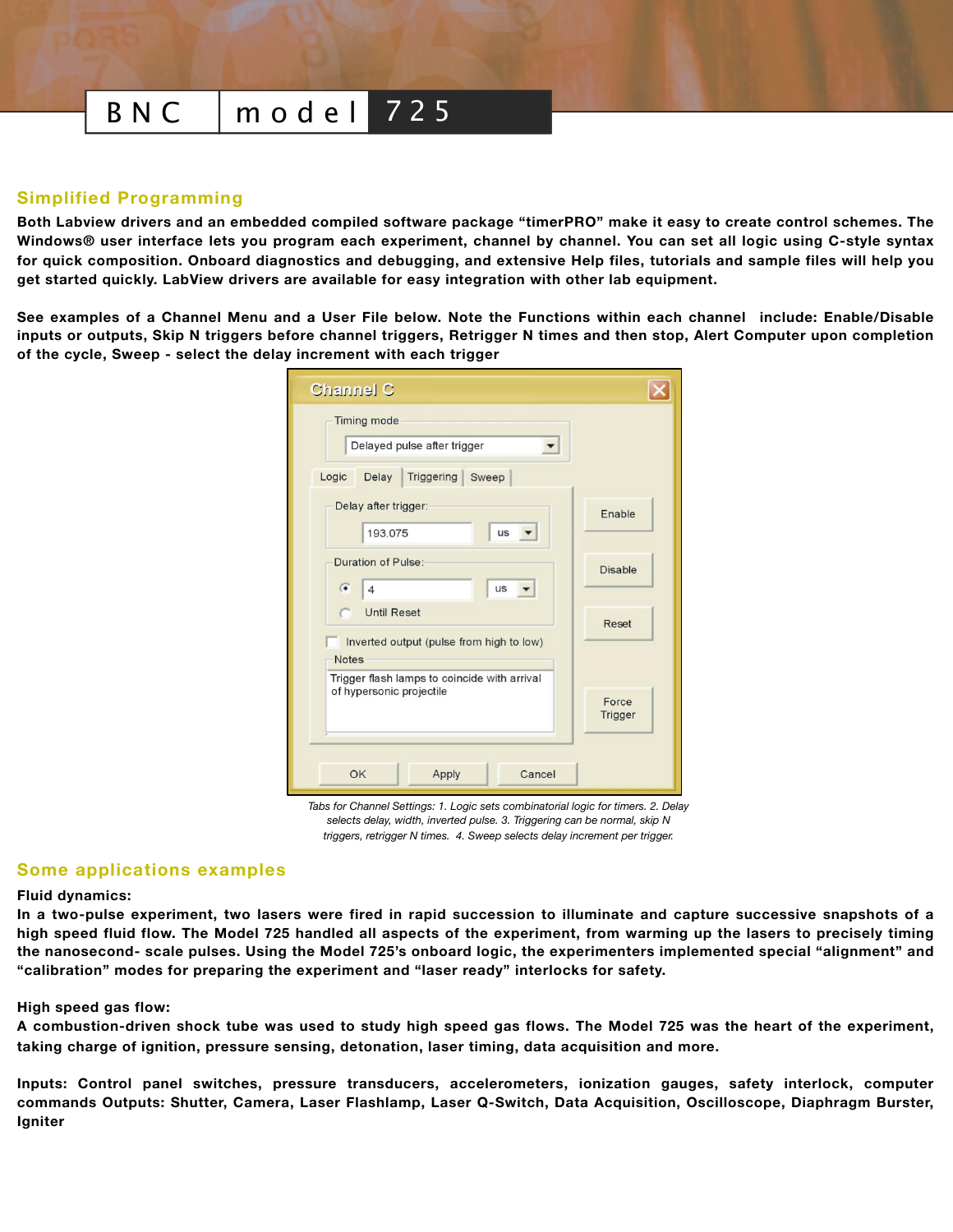# BNC model 725

## Simplified Programming

**Both Labview drivers and an embedded compiled software package "timerPRO" make it easy to create control schemes. The Windows® user interface lets you program each experiment, channel by channel. You can set all logic using C-style syntax for quick composition. Onboard diagnostics and debugging, and extensive Help files, tutorials and sample files will help you get started quickly. LabView drivers are available for easy integration with other lab equipment.**

**See examples of a Channel Menu and a User File below. Note the Functions within each channel include: Enable/Disable inputs or outputs, Skip N triggers before channel triggers, Retrigger N times and then stop, Alert Computer upon completion of the cycle, Sweep - select the delay increment with each trigger**

*Tabs for Channel Settings: 1. Logic sets combinatorial logic for timers. 2. Delay selects delay, width, inverted pulse. 3. Triggering can be normal, skip N triggers, retrigger N times. 4. Sweep selects delay increment per trigger.*

## Some applications examples

**Fluid dynamics:**

**In a two-pulse experiment, two lasers were fired in rapid succession to illuminate and capture successive snapshots of a high speed fluid flow. The Model 725 handled all aspects of the experiment, from warming up the lasers to precisely timing the nanosecond- scale pulses. Using the Model 725's onboard logic, the experimenters implemented special "alignment" and "calibration" modes for preparing the experiment and "laser ready" interlocks for safety.**

**High speed gas flow:**

**A combustion-driven shock tube was used to study high speed gas flows. The Model 725 was the heart of the experiment, taking charge of ignition, pressure sensing, detonation, laser timing, data acquisition and more.**

**Inputs: Control panel switches, pressure transducers, accelerometers, ionization gauges, safety interlock, computer commands Outputs: Shutter, Camera, Laser Flashlamp, Laser Q-Switch, Data Acquisition, Oscilloscope, Diaphragm Burster, Igniter**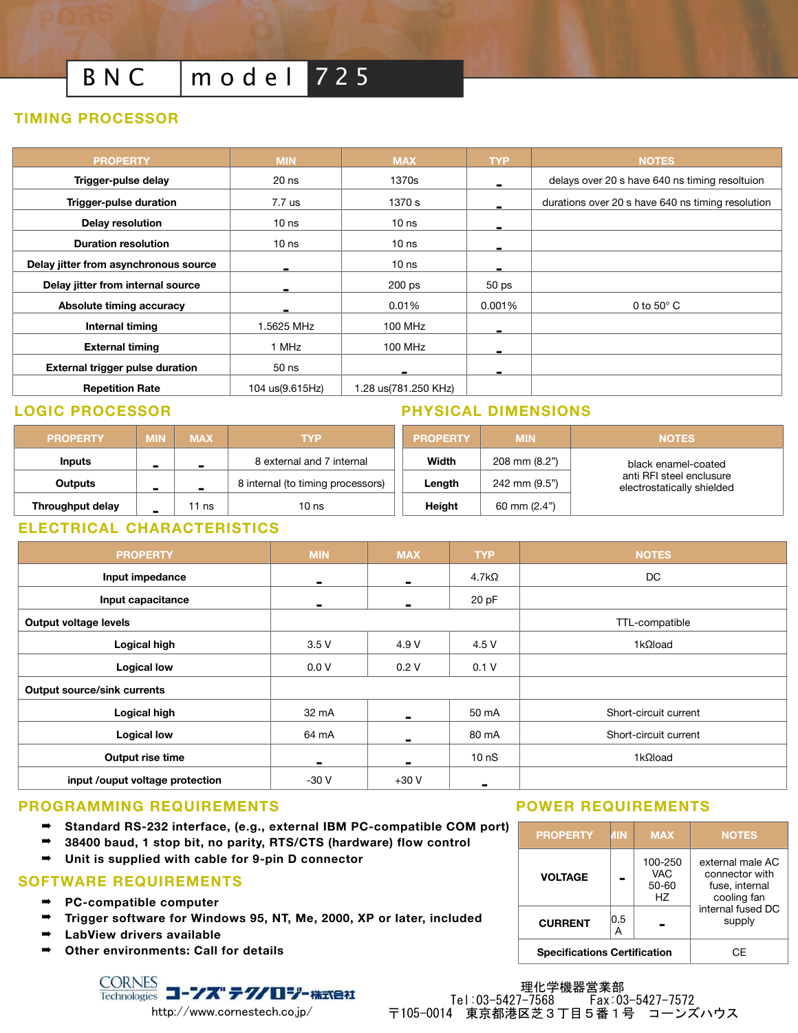# BNC model 725

## TIMING PROCESSOR

| PROPERTY | MIN | MAX | TYP | NOTES |
|---|---|---|---|---|
| Trigger-pulse delay | 20 ns | 1370s | - | delays over 20 s have 640 ns timing resoltuion |
| Trigger-pulse duration | 7.7 us | 1370 s | - | durations over 20 s have 640 ns timing resolution |
| Delay resolution | 10 ns | 10 ns | - | |
| Duration resolution | 10 ns | 10 ns | - | |
| Delay jitter from asynchronous source | - | 10 ns | - | |
| Delay jitter from internal source | - | 200 ps | 50 ps | |
| Absolute timing accuracy | - | 0.01% | 0.001% | 0 to 50° C |
| Internal timing | 1.5625 MHz | 100 MHz | - | |
| External timing | 1 MHz | 100 MHz | - | |
| External trigger pulse duration | 50 ns | - | - | |
| Repetition Rate | 104 us(9.615Hz) | 1.28 us(781.250 KHz) | | |

## LOGIC PROCESSOR

| PROPERTY | MIN | MAX | TYP |
|---|---|---|---|
| Inputs | - | - | 8 external and 7 internal |
| Outputs | - | - | 8 internal (to timing processors) |
| Throughput delay | - | 11 ns | 10 ns |

## PHYSICAL DIMENSIONS

| PROPERTY | MIN | NOTES |
|---|---|---|
| Width | 208 mm (8.2") | black enamel-coated anti RFI steel enclusure electrostatically shielded |
| Length | 242 mm (9.5") | |
| Height | 60 mm (2.4") | |

## ELECTRICAL CHARACTERISTICS

| PROPERTY | MIN | MAX | TYP | NOTES |
|---|---|---|---|---|
| Input impedance | - | - | 4.7kΩ | DC |
| Input capacitance | - | - | 20 pF | |
| Output voltage levels | | | | TTL-compatible |
| Logical high | 3.5 V | 4.9 V | 4.5 V | 1kΩload |
| Logical low | 0.0 V | 0.2 V | 0.1 V | |
| Output source/sink currents | | | | |
| Logical high | 32 mA | - | 50 mA | Short-circuit current |
| Logical low | 64 mA | - | 80 mA | Short-circuit current |
| Output rise time | - | - | 10 nS | 1kΩload |
| input /ouput voltage protection | -30 V | +30 V | - | |

## PROGRAMMING REQUIREMENTS

- Standard RS-232 interface, (e.g., external IBM PC-compatible COM port)
- 38400 baud, 1 stop bit, no parity, RTS/CTS (hardware) flow control
- Unit is supplied with cable for 9-pin D connector

## SOFTWARE REQUIREMENTS

- PC-compatible computer
- Trigger software for Windows 95, NT, Me, 2000, XP or later, included
- LabView drivers available
- Other environments: Call for details

## POWER REQUIREMENTS

| PROPERTY | MIN | MAX | NOTES |
|---|---|---|---|
| VOLTAGE | - | 100-250 VAC 50-60 HZ | external male AC connector with fuse, internal cooling fan internal fused DC supply |
| CURRENT | 0.5 A | - | |
| Specifications Certification | | | CE |

CORNES Technologies コーンズ テクノロジー株式会社
http://www.cornestech.co.jp/

理化学機器営業部
Tel:03-5427-7568　　Fax:03-5427-7572
〒105-0014　東京都港区芝３丁目５番１号　コーンズハウス